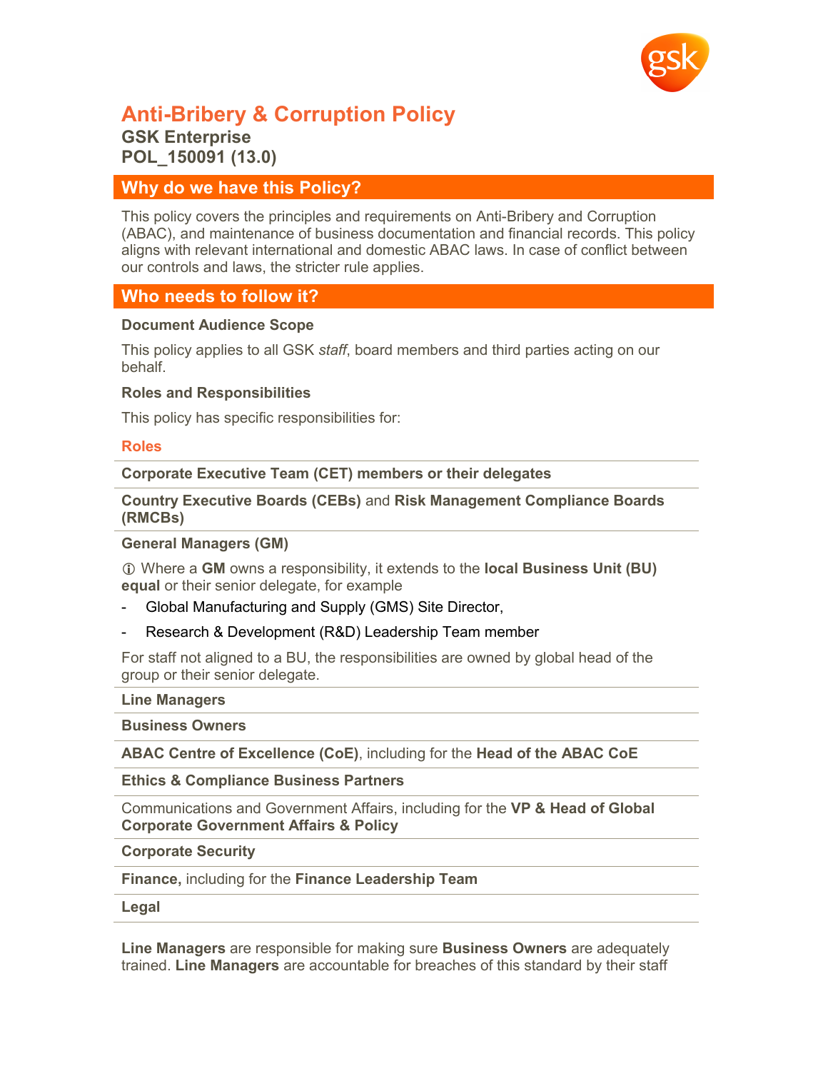# Anti-Bribery & Corruption Policy

**GSK Enterprise**
**POL_150091 (13.0)**

## Why do we have this Policy?

This policy covers the principles and requirements on Anti-Bribery and Corruption (ABAC), and maintenance of business documentation and financial records. This policy aligns with relevant international and domestic ABAC laws. In case of conflict between our controls and laws, the stricter rule applies.

## Who needs to follow it?

### Document Audience Scope

This policy applies to all GSK *staff*, board members and third parties acting on our behalf.

### Roles and Responsibilities

This policy has specific responsibilities for:

| Roles |
|---|
| **Corporate Executive Team (CET) members or their delegates** |
| **Country Executive Boards (CEBs)** and **Risk Management Compliance Boards (RMCBs)** |
| **General Managers (GM)**<br><br>ⓘ Where a **GM** owns a responsibility, it extends to the **local Business Unit (BU) equal** or their senior delegate, for example<br>- Global Manufacturing and Supply (GMS) Site Director,<br>- Research & Development (R&D) Leadership Team member<br><br>For staff not aligned to a BU, the responsibilities are owned by global head of the group or their senior delegate. |
| **Line Managers** |
| **Business Owners** |
| **ABAC Centre of Excellence (CoE)**, including for the **Head of the ABAC CoE** |
| **Ethics & Compliance Business Partners** |
| Communications and Government Affairs, including for the **VP & Head of Global Corporate Government Affairs & Policy** |
| **Corporate Security** |
| **Finance,** including for the **Finance Leadership Team** |
| **Legal** |

**Line Managers** are responsible for making sure **Business Owners** are adequately trained. **Line Managers** are accountable for breaches of this standard by their staff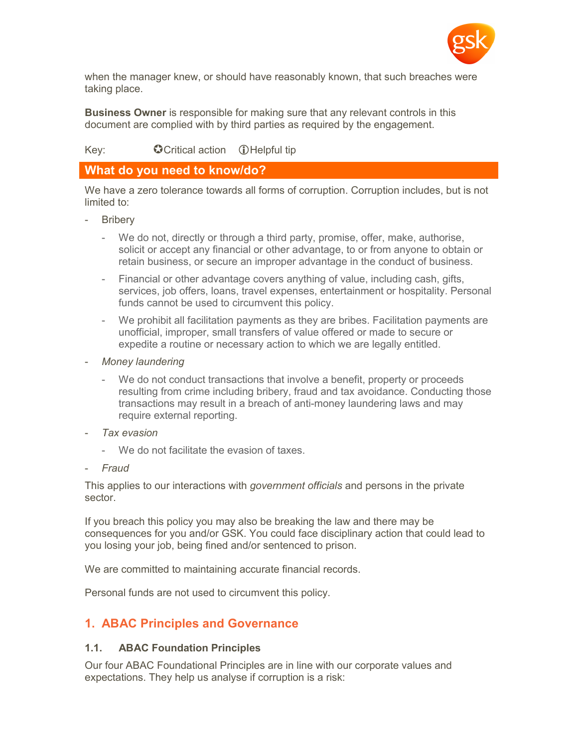when the manager knew, or should have reasonably known, that such breaches were taking place.

**Business Owner** is responsible for making sure that any relevant controls in this document are complied with by third parties as required by the engagement.

Key: ✪Critical action ⓘHelpful tip

## What do you need to know/do?

We have a zero tolerance towards all forms of corruption. Corruption includes, but is not limited to:

- Bribery
  - We do not, directly or through a third party, promise, offer, make, authorise, solicit or accept any financial or other advantage, to or from anyone to obtain or retain business, or secure an improper advantage in the conduct of business.
  - Financial or other advantage covers anything of value, including cash, gifts, services, job offers, loans, travel expenses, entertainment or hospitality. Personal funds cannot be used to circumvent this policy.
  - We prohibit all facilitation payments as they are bribes. Facilitation payments are unofficial, improper, small transfers of value offered or made to secure or expedite a routine or necessary action to which we are legally entitled.
- *Money laundering*
  - We do not conduct transactions that involve a benefit, property or proceeds resulting from crime including bribery, fraud and tax avoidance. Conducting those transactions may result in a breach of anti-money laundering laws and may require external reporting.
- *Tax evasion*
  - We do not facilitate the evasion of taxes.
- *Fraud*

This applies to our interactions with *government officials* and persons in the private sector.

If you breach this policy you may also be breaking the law and there may be consequences for you and/or GSK. You could face disciplinary action that could lead to you losing your job, being fined and/or sentenced to prison.

We are committed to maintaining accurate financial records.

Personal funds are not used to circumvent this policy.

## 1. ABAC Principles and Governance

### 1.1. ABAC Foundation Principles

Our four ABAC Foundational Principles are in line with our corporate values and expectations. They help us analyse if corruption is a risk: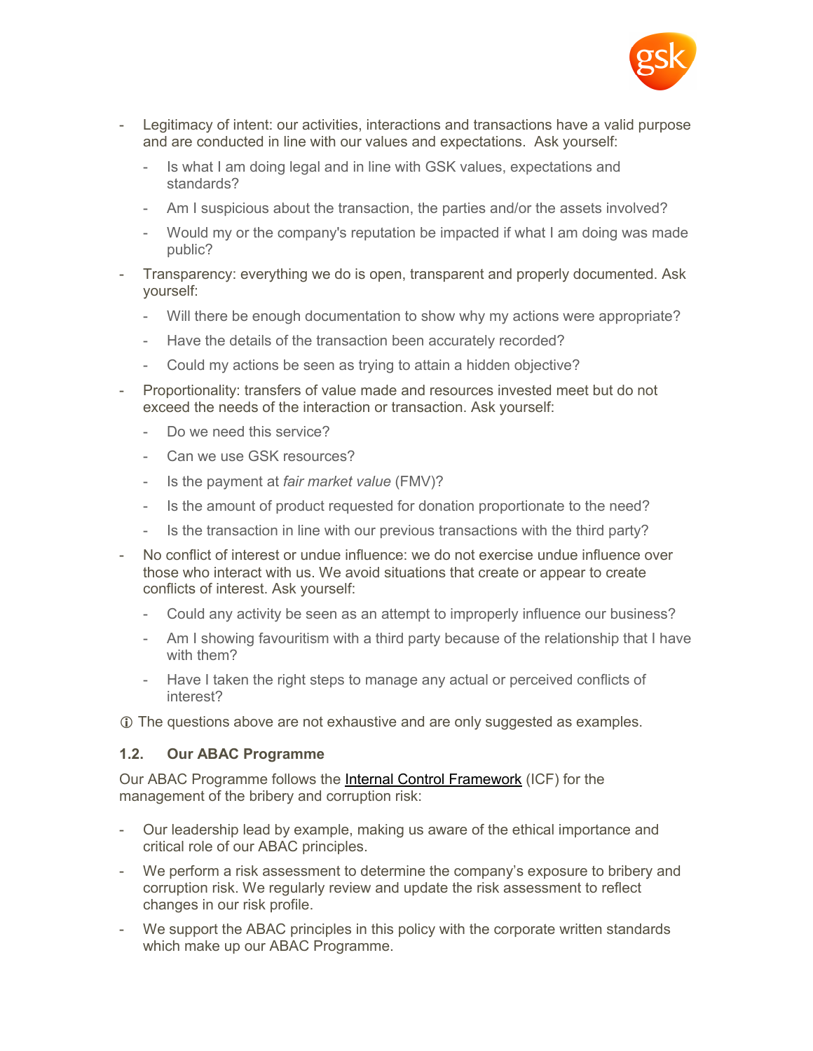- Legitimacy of intent: our activities, interactions and transactions have a valid purpose and are conducted in line with our values and expectations. Ask yourself:
  - Is what I am doing legal and in line with GSK values, expectations and standards?
  - Am I suspicious about the transaction, the parties and/or the assets involved?
  - Would my or the company's reputation be impacted if what I am doing was made public?
- Transparency: everything we do is open, transparent and properly documented. Ask yourself:
  - Will there be enough documentation to show why my actions were appropriate?
  - Have the details of the transaction been accurately recorded?
  - Could my actions be seen as trying to attain a hidden objective?
- Proportionality: transfers of value made and resources invested meet but do not exceed the needs of the interaction or transaction. Ask yourself:
  - Do we need this service?
  - Can we use GSK resources?
  - Is the payment at *fair market value* (FMV)?
  - Is the amount of product requested for donation proportionate to the need?
  - Is the transaction in line with our previous transactions with the third party?
- No conflict of interest or undue influence: we do not exercise undue influence over those who interact with us. We avoid situations that create or appear to create conflicts of interest. Ask yourself:
  - Could any activity be seen as an attempt to improperly influence our business?
  - Am I showing favouritism with a third party because of the relationship that I have with them?
  - Have I taken the right steps to manage any actual or perceived conflicts of interest?

ⓘ The questions above are not exhaustive and are only suggested as examples.

### 1.2. Our ABAC Programme

Our ABAC Programme follows the Internal Control Framework (ICF) for the management of the bribery and corruption risk:

- Our leadership lead by example, making us aware of the ethical importance and critical role of our ABAC principles.
- We perform a risk assessment to determine the company's exposure to bribery and corruption risk. We regularly review and update the risk assessment to reflect changes in our risk profile.
- We support the ABAC principles in this policy with the corporate written standards which make up our ABAC Programme.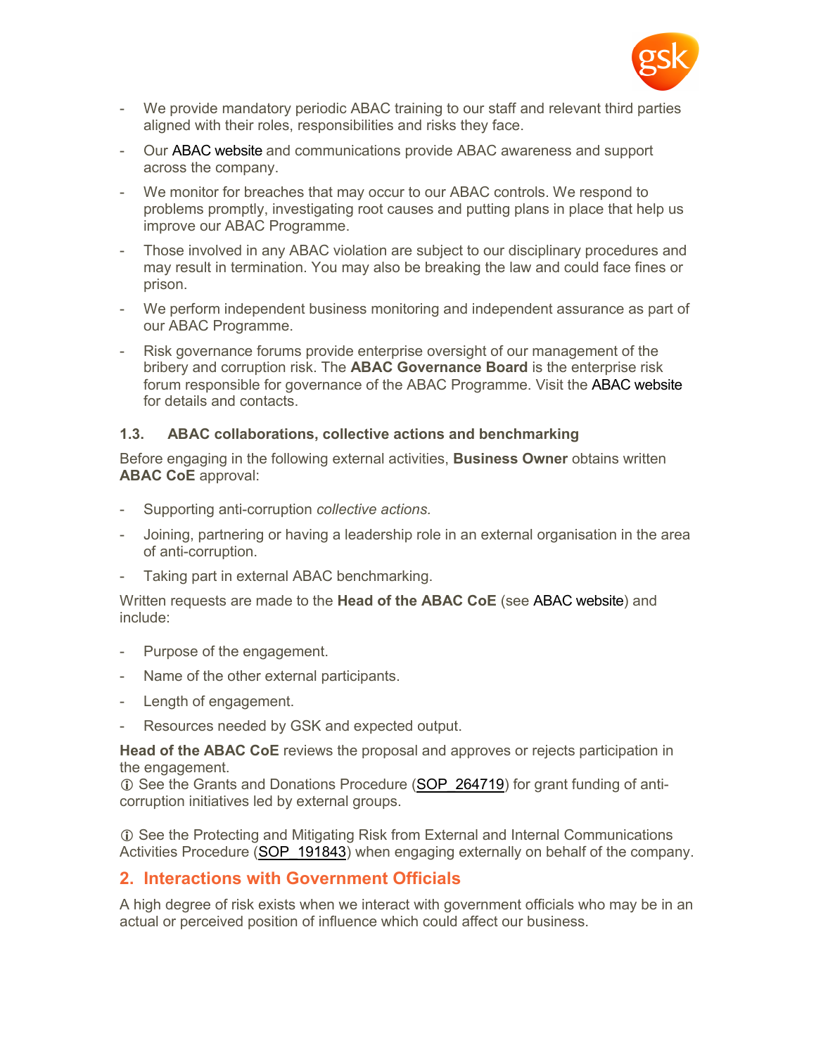- We provide mandatory periodic ABAC training to our staff and relevant third parties aligned with their roles, responsibilities and risks they face.
- Our ABAC website and communications provide ABAC awareness and support across the company.
- We monitor for breaches that may occur to our ABAC controls. We respond to problems promptly, investigating root causes and putting plans in place that help us improve our ABAC Programme.
- Those involved in any ABAC violation are subject to our disciplinary procedures and may result in termination. You may also be breaking the law and could face fines or prison.
- We perform independent business monitoring and independent assurance as part of our ABAC Programme.
- Risk governance forums provide enterprise oversight of our management of the bribery and corruption risk. The **ABAC Governance Board** is the enterprise risk forum responsible for governance of the ABAC Programme. Visit the ABAC website for details and contacts.

### 1.3. ABAC collaborations, collective actions and benchmarking

Before engaging in the following external activities, **Business Owner** obtains written **ABAC CoE** approval:

- Supporting anti-corruption *collective actions.*
- Joining, partnering or having a leadership role in an external organisation in the area of anti-corruption.
- Taking part in external ABAC benchmarking.

Written requests are made to the **Head of the ABAC CoE** (see ABAC website) and include:

- Purpose of the engagement.
- Name of the other external participants.
- Length of engagement.
- Resources needed by GSK and expected output.

**Head of the ABAC CoE** reviews the proposal and approves or rejects participation in the engagement.
ⓘ See the Grants and Donations Procedure (SOP_264719) for grant funding of anti-corruption initiatives led by external groups.

ⓘ See the Protecting and Mitigating Risk from External and Internal Communications Activities Procedure (SOP_191843) when engaging externally on behalf of the company.

## 2. Interactions with Government Officials

A high degree of risk exists when we interact with government officials who may be in an actual or perceived position of influence which could affect our business.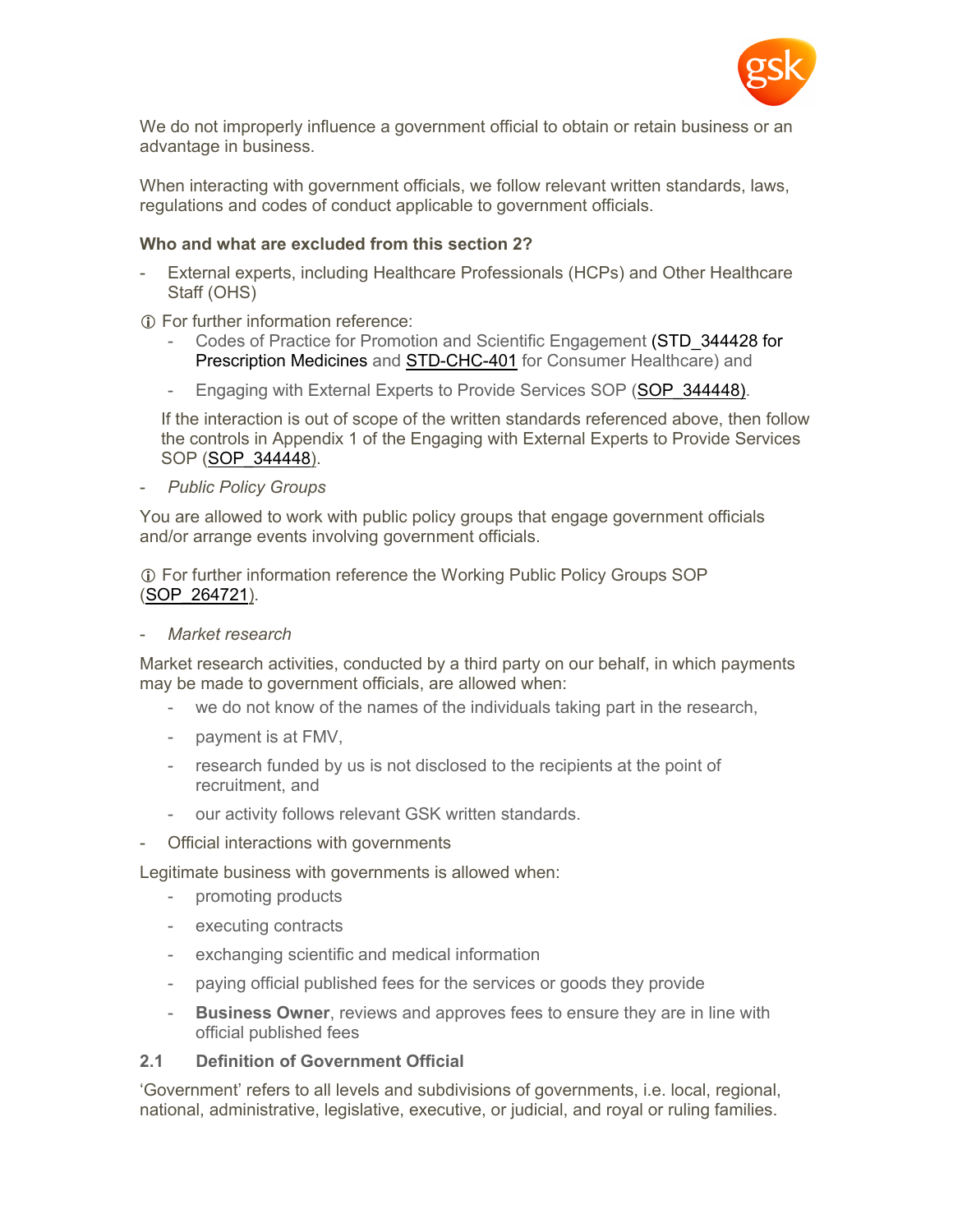We do not improperly influence a government official to obtain or retain business or an advantage in business.

When interacting with government officials, we follow relevant written standards, laws, regulations and codes of conduct applicable to government officials.

**Who and what are excluded from this section 2?**

- External experts, including Healthcare Professionals (HCPs) and Other Healthcare Staff (OHS)

ⓘ For further information reference:

  - Codes of Practice for Promotion and Scientific Engagement (STD_344428 for Prescription Medicines and STD-CHC-401 for Consumer Healthcare) and
  - Engaging with External Experts to Provide Services SOP (SOP_344448).

  If the interaction is out of scope of the written standards referenced above, then follow the controls in Appendix 1 of the Engaging with External Experts to Provide Services SOP (SOP_344448).

- *Public Policy Groups*

You are allowed to work with public policy groups that engage government officials and/or arrange events involving government officials.

ⓘ For further information reference the Working Public Policy Groups SOP (SOP_264721).

- *Market research*

Market research activities, conducted by a third party on our behalf, in which payments may be made to government officials, are allowed when:

  - we do not know of the names of the individuals taking part in the research,
  - payment is at FMV,
  - research funded by us is not disclosed to the recipients at the point of recruitment, and
  - our activity follows relevant GSK written standards.

- Official interactions with governments

Legitimate business with governments is allowed when:

  - promoting products
  - executing contracts
  - exchanging scientific and medical information
  - paying official published fees for the services or goods they provide
  - **Business Owner**, reviews and approves fees to ensure they are in line with official published fees

## 2.1 Definition of Government Official

'Government' refers to all levels and subdivisions of governments, i.e. local, regional, national, administrative, legislative, executive, or judicial, and royal or ruling families.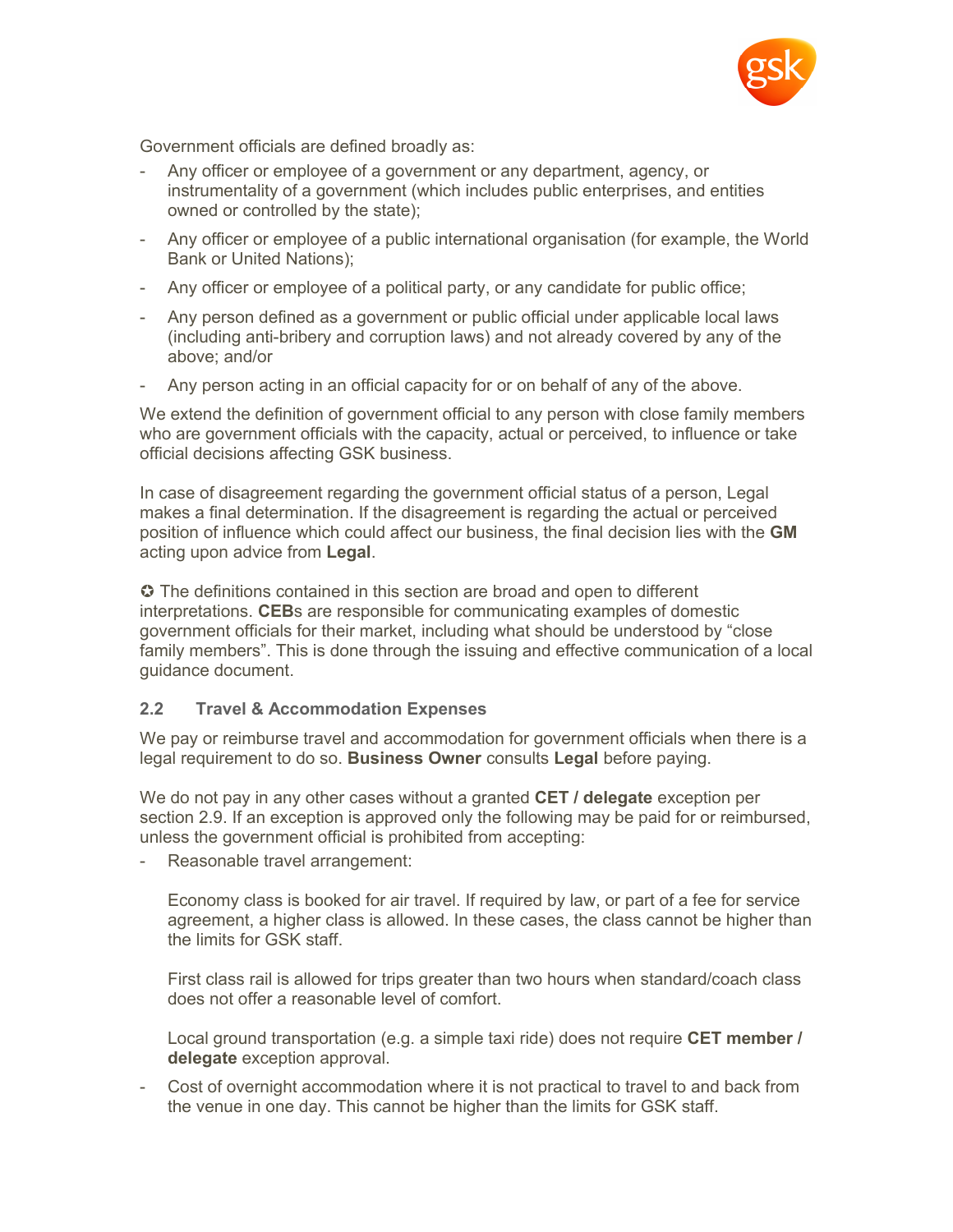Government officials are defined broadly as:

- Any officer or employee of a government or any department, agency, or instrumentality of a government (which includes public enterprises, and entities owned or controlled by the state);
- Any officer or employee of a public international organisation (for example, the World Bank or United Nations);
- Any officer or employee of a political party, or any candidate for public office;
- Any person defined as a government or public official under applicable local laws (including anti-bribery and corruption laws) and not already covered by any of the above; and/or
- Any person acting in an official capacity for or on behalf of any of the above.

We extend the definition of government official to any person with close family members who are government officials with the capacity, actual or perceived, to influence or take official decisions affecting GSK business.

In case of disagreement regarding the government official status of a person, Legal makes a final determination. If the disagreement is regarding the actual or perceived position of influence which could affect our business, the final decision lies with the **GM** acting upon advice from **Legal**.

✪ The definitions contained in this section are broad and open to different interpretations. **CEB**s are responsible for communicating examples of domestic government officials for their market, including what should be understood by "close family members". This is done through the issuing and effective communication of a local guidance document.

### 2.2 Travel & Accommodation Expenses

We pay or reimburse travel and accommodation for government officials when there is a legal requirement to do so. **Business Owner** consults **Legal** before paying.

We do not pay in any other cases without a granted **CET / delegate** exception per section 2.9. If an exception is approved only the following may be paid for or reimbursed, unless the government official is prohibited from accepting:

- Reasonable travel arrangement:

  Economy class is booked for air travel. If required by law, or part of a fee for service agreement, a higher class is allowed. In these cases, the class cannot be higher than the limits for GSK staff.

  First class rail is allowed for trips greater than two hours when standard/coach class does not offer a reasonable level of comfort.

  Local ground transportation (e.g. a simple taxi ride) does not require **CET member / delegate** exception approval.

- Cost of overnight accommodation where it is not practical to travel to and back from the venue in one day. This cannot be higher than the limits for GSK staff.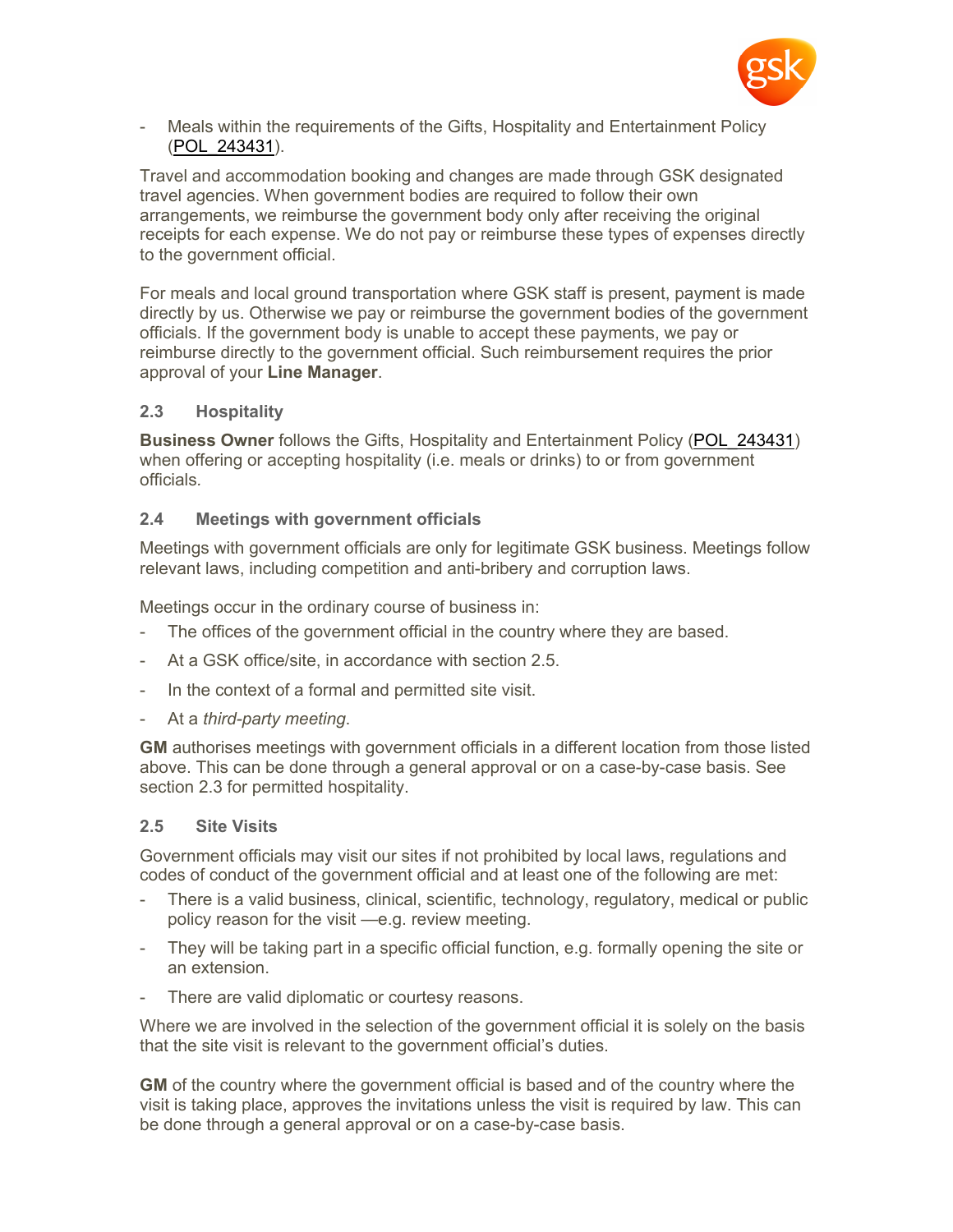- Meals within the requirements of the Gifts, Hospitality and Entertainment Policy (POL_243431).

Travel and accommodation booking and changes are made through GSK designated travel agencies. When government bodies are required to follow their own arrangements, we reimburse the government body only after receiving the original receipts for each expense. We do not pay or reimburse these types of expenses directly to the government official.

For meals and local ground transportation where GSK staff is present, payment is made directly by us. Otherwise we pay or reimburse the government bodies of the government officials. If the government body is unable to accept these payments, we pay or reimburse directly to the government official. Such reimbursement requires the prior approval of your **Line Manager**.

### 2.3 Hospitality

**Business Owner** follows the Gifts, Hospitality and Entertainment Policy (POL_243431) when offering or accepting hospitality (i.e. meals or drinks) to or from government officials.

### 2.4 Meetings with government officials

Meetings with government officials are only for legitimate GSK business. Meetings follow relevant laws, including competition and anti-bribery and corruption laws.

Meetings occur in the ordinary course of business in:

- The offices of the government official in the country where they are based.
- At a GSK office/site, in accordance with section 2.5.
- In the context of a formal and permitted site visit.
- At a *third-party meeting*.

**GM** authorises meetings with government officials in a different location from those listed above. This can be done through a general approval or on a case-by-case basis. See section 2.3 for permitted hospitality.

### 2.5 Site Visits

Government officials may visit our sites if not prohibited by local laws, regulations and codes of conduct of the government official and at least one of the following are met:

- There is a valid business, clinical, scientific, technology, regulatory, medical or public policy reason for the visit —e.g. review meeting.
- They will be taking part in a specific official function, e.g. formally opening the site or an extension.
- There are valid diplomatic or courtesy reasons.

Where we are involved in the selection of the government official it is solely on the basis that the site visit is relevant to the government official's duties.

**GM** of the country where the government official is based and of the country where the visit is taking place, approves the invitations unless the visit is required by law. This can be done through a general approval or on a case-by-case basis.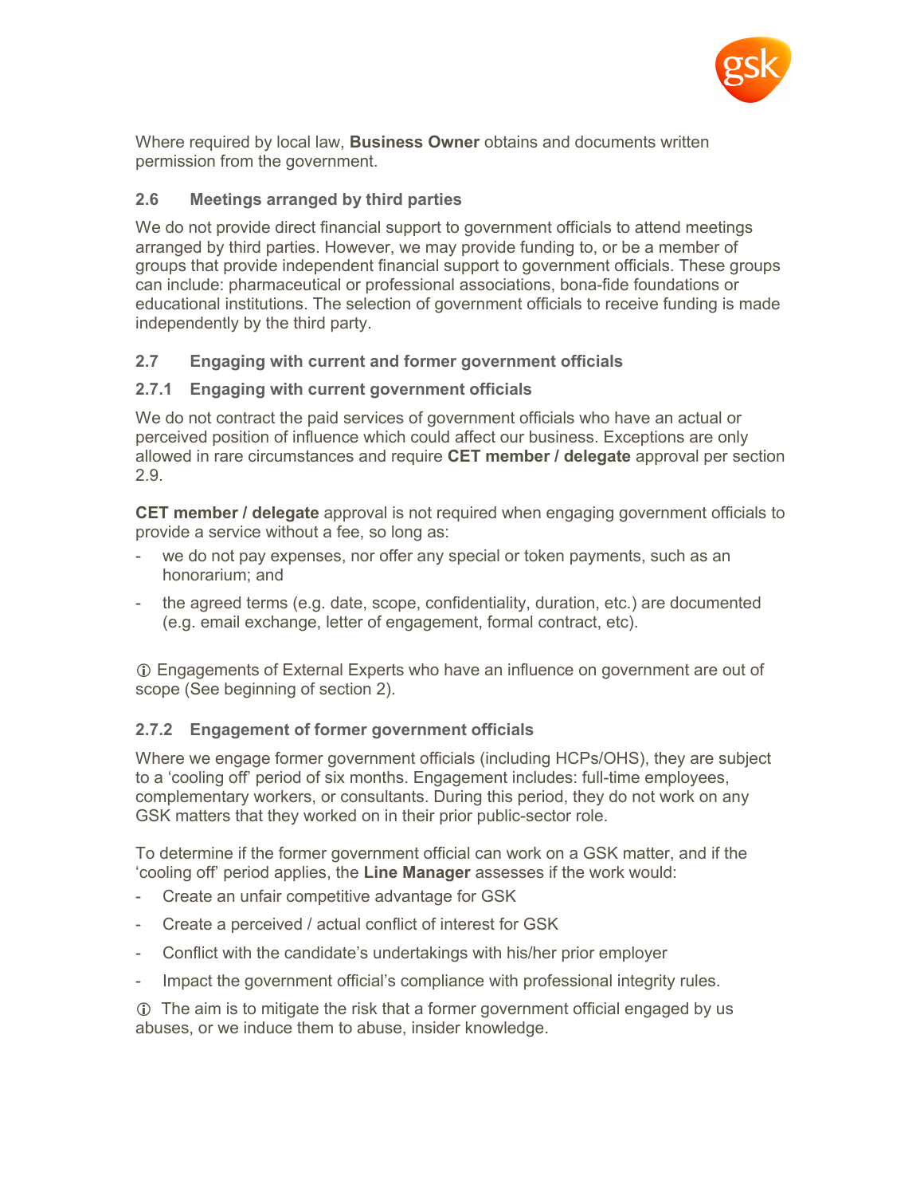Where required by local law, **Business Owner** obtains and documents written permission from the government.

### 2.6 Meetings arranged by third parties

We do not provide direct financial support to government officials to attend meetings arranged by third parties. However, we may provide funding to, or be a member of groups that provide independent financial support to government officials. These groups can include: pharmaceutical or professional associations, bona-fide foundations or educational institutions. The selection of government officials to receive funding is made independently by the third party.

### 2.7 Engaging with current and former government officials

#### 2.7.1 Engaging with current government officials

We do not contract the paid services of government officials who have an actual or perceived position of influence which could affect our business. Exceptions are only allowed in rare circumstances and require **CET member / delegate** approval per section 2.9.

**CET member / delegate** approval is not required when engaging government officials to provide a service without a fee, so long as:

- we do not pay expenses, nor offer any special or token payments, such as an honorarium; and
- the agreed terms (e.g. date, scope, confidentiality, duration, etc.) are documented (e.g. email exchange, letter of engagement, formal contract, etc).

ⓘ Engagements of External Experts who have an influence on government are out of scope (See beginning of section 2).

#### 2.7.2 Engagement of former government officials

Where we engage former government officials (including HCPs/OHS), they are subject to a 'cooling off' period of six months. Engagement includes: full-time employees, complementary workers, or consultants. During this period, they do not work on any GSK matters that they worked on in their prior public-sector role.

To determine if the former government official can work on a GSK matter, and if the 'cooling off' period applies, the **Line Manager** assesses if the work would:

- Create an unfair competitive advantage for GSK
- Create a perceived / actual conflict of interest for GSK
- Conflict with the candidate's undertakings with his/her prior employer
- Impact the government official's compliance with professional integrity rules.

ⓘ The aim is to mitigate the risk that a former government official engaged by us abuses, or we induce them to abuse, insider knowledge.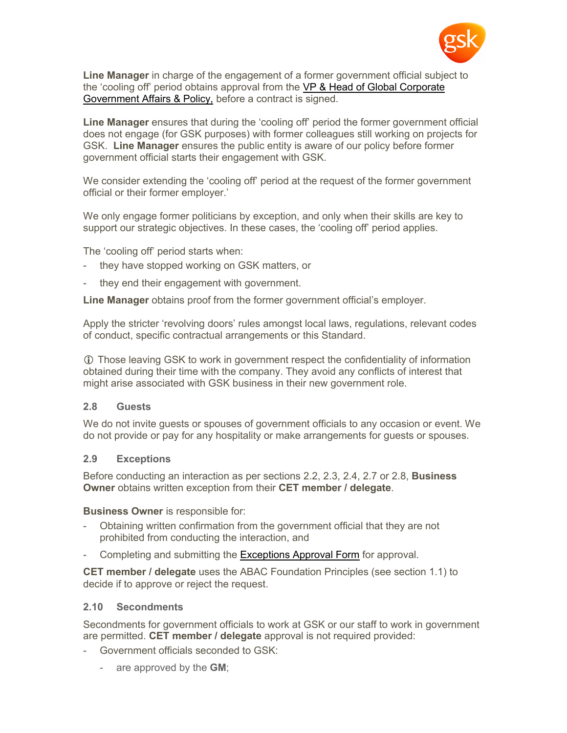**Line Manager** in charge of the engagement of a former government official subject to the 'cooling off' period obtains approval from the VP & Head of Global Corporate Government Affairs & Policy, before a contract is signed.

**Line Manager** ensures that during the 'cooling off' period the former government official does not engage (for GSK purposes) with former colleagues still working on projects for GSK. **Line Manager** ensures the public entity is aware of our policy before former government official starts their engagement with GSK.

We consider extending the 'cooling off' period at the request of the former government official or their former employer.'

We only engage former politicians by exception, and only when their skills are key to support our strategic objectives. In these cases, the 'cooling off' period applies.

The 'cooling off' period starts when:

- they have stopped working on GSK matters, or
- they end their engagement with government.

**Line Manager** obtains proof from the former government official's employer.

Apply the stricter 'revolving doors' rules amongst local laws, regulations, relevant codes of conduct, specific contractual arrangements or this Standard.

ⓘ Those leaving GSK to work in government respect the confidentiality of information obtained during their time with the company. They avoid any conflicts of interest that might arise associated with GSK business in their new government role.

### 2.8 Guests

We do not invite guests or spouses of government officials to any occasion or event. We do not provide or pay for any hospitality or make arrangements for guests or spouses.

### 2.9 Exceptions

Before conducting an interaction as per sections 2.2, 2.3, 2.4, 2.7 or 2.8, **Business Owner** obtains written exception from their **CET member / delegate**.

**Business Owner** is responsible for:

- Obtaining written confirmation from the government official that they are not prohibited from conducting the interaction, and
- Completing and submitting the Exceptions Approval Form for approval.

**CET member / delegate** uses the ABAC Foundation Principles (see section 1.1) to decide if to approve or reject the request.

### 2.10 Secondments

Secondments for government officials to work at GSK or our staff to work in government are permitted. **CET member / delegate** approval is not required provided:

- Government officials seconded to GSK:
  - are approved by the **GM**;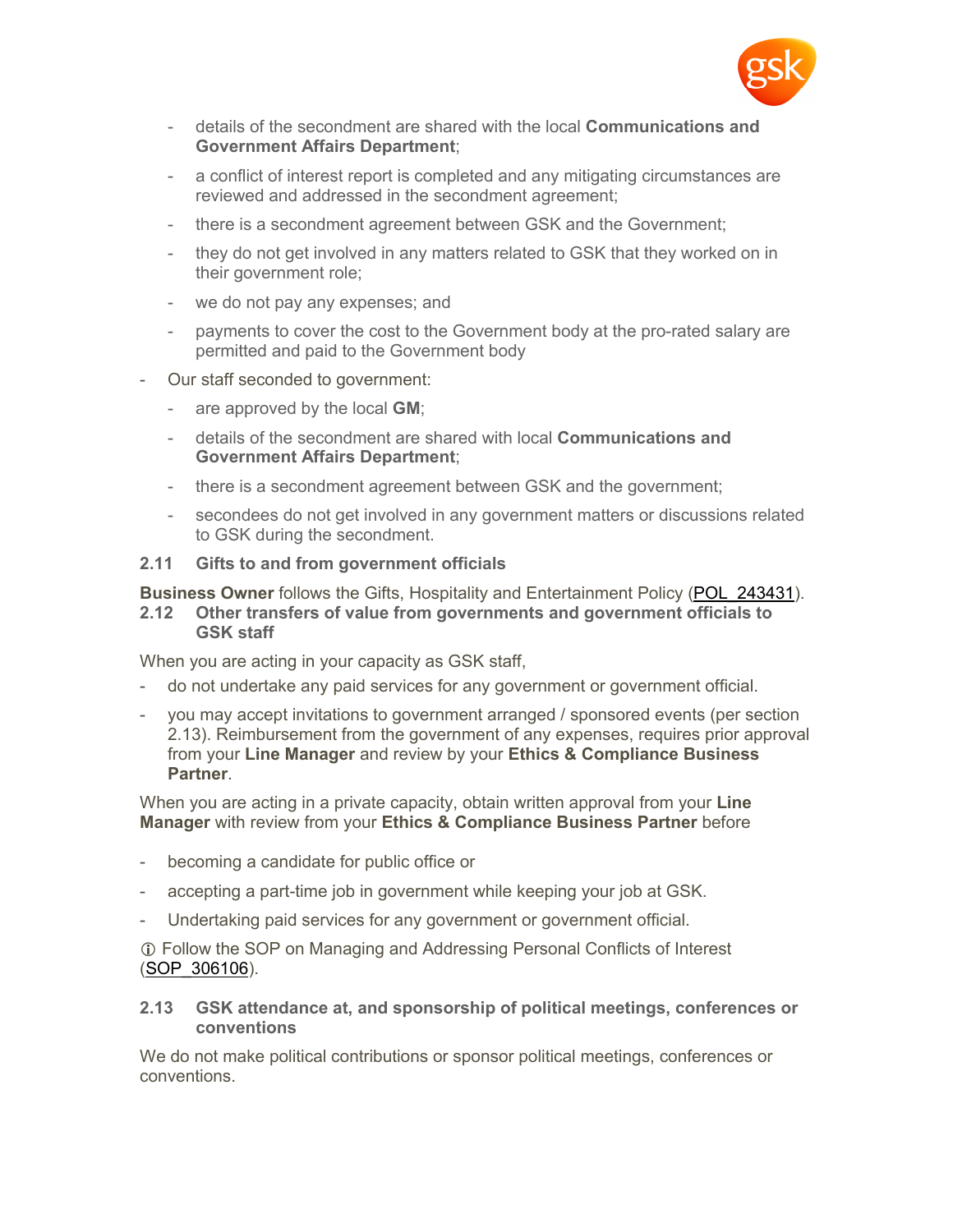- details of the secondment are shared with the local **Communications and Government Affairs Department**;
  - a conflict of interest report is completed and any mitigating circumstances are reviewed and addressed in the secondment agreement;
  - there is a secondment agreement between GSK and the Government;
  - they do not get involved in any matters related to GSK that they worked on in their government role;
  - we do not pay any expenses; and
  - payments to cover the cost to the Government body at the pro-rated salary are permitted and paid to the Government body
- Our staff seconded to government:
  - are approved by the local **GM**;
  - details of the secondment are shared with local **Communications and Government Affairs Department**;
  - there is a secondment agreement between GSK and the government;
  - secondees do not get involved in any government matters or discussions related to GSK during the secondment.

### 2.11 Gifts to and from government officials

**Business Owner** follows the Gifts, Hospitality and Entertainment Policy (POL_243431).

### 2.12 Other transfers of value from governments and government officials to GSK staff

When you are acting in your capacity as GSK staff,

- do not undertake any paid services for any government or government official.
- you may accept invitations to government arranged / sponsored events (per section 2.13). Reimbursement from the government of any expenses, requires prior approval from your **Line Manager** and review by your **Ethics & Compliance Business Partner**.

When you are acting in a private capacity, obtain written approval from your **Line Manager** with review from your **Ethics & Compliance Business Partner** before

- becoming a candidate for public office or
- accepting a part-time job in government while keeping your job at GSK.
- Undertaking paid services for any government or government official.

ⓘ Follow the SOP on Managing and Addressing Personal Conflicts of Interest (SOP_306106).

### 2.13 GSK attendance at, and sponsorship of political meetings, conferences or conventions

We do not make political contributions or sponsor political meetings, conferences or conventions.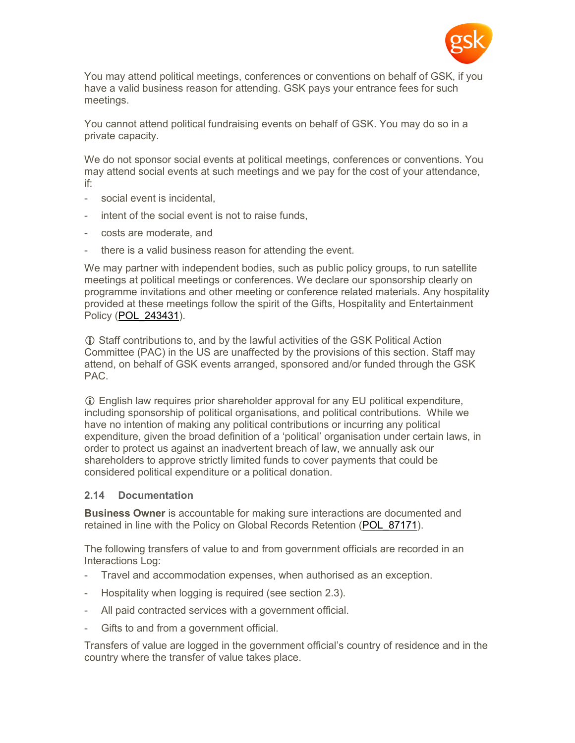You may attend political meetings, conferences or conventions on behalf of GSK, if you have a valid business reason for attending. GSK pays your entrance fees for such meetings.

You cannot attend political fundraising events on behalf of GSK. You may do so in a private capacity.

We do not sponsor social events at political meetings, conferences or conventions. You may attend social events at such meetings and we pay for the cost of your attendance, if:

- social event is incidental,
- intent of the social event is not to raise funds,
- costs are moderate, and
- there is a valid business reason for attending the event.

We may partner with independent bodies, such as public policy groups, to run satellite meetings at political meetings or conferences. We declare our sponsorship clearly on programme invitations and other meeting or conference related materials. Any hospitality provided at these meetings follow the spirit of the Gifts, Hospitality and Entertainment Policy (POL_243431).

ⓘ Staff contributions to, and by the lawful activities of the GSK Political Action Committee (PAC) in the US are unaffected by the provisions of this section. Staff may attend, on behalf of GSK events arranged, sponsored and/or funded through the GSK PAC.

ⓘ English law requires prior shareholder approval for any EU political expenditure, including sponsorship of political organisations, and political contributions. While we have no intention of making any political contributions or incurring any political expenditure, given the broad definition of a 'political' organisation under certain laws, in order to protect us against an inadvertent breach of law, we annually ask our shareholders to approve strictly limited funds to cover payments that could be considered political expenditure or a political donation.

### 2.14 Documentation

**Business Owner** is accountable for making sure interactions are documented and retained in line with the Policy on Global Records Retention (POL_87171).

The following transfers of value to and from government officials are recorded in an Interactions Log:

- Travel and accommodation expenses, when authorised as an exception.
- Hospitality when logging is required (see section 2.3).
- All paid contracted services with a government official.
- Gifts to and from a government official.

Transfers of value are logged in the government official's country of residence and in the country where the transfer of value takes place.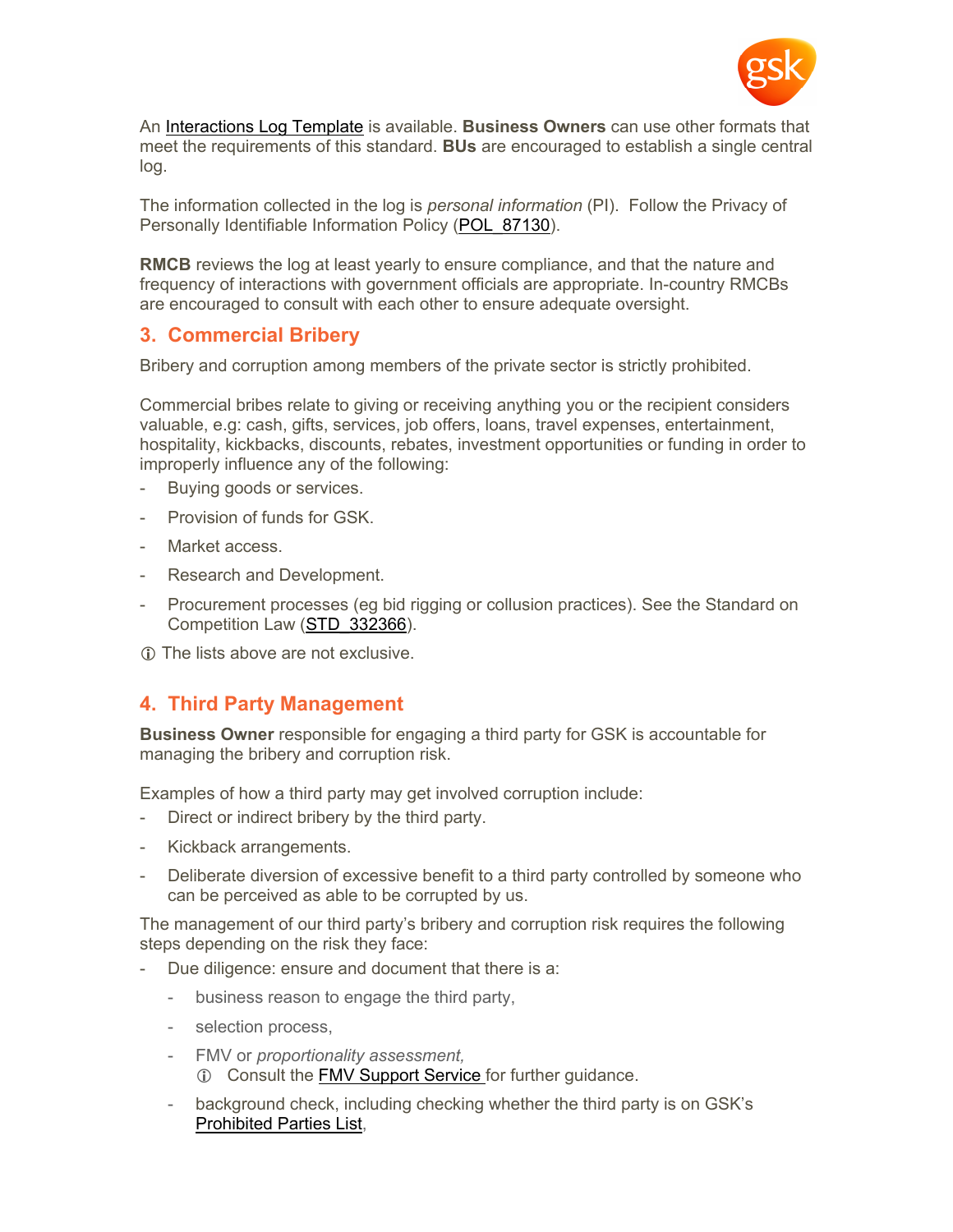An Interactions Log Template is available. **Business Owners** can use other formats that meet the requirements of this standard. **BUs** are encouraged to establish a single central log.

The information collected in the log is *personal information* (PI). Follow the Privacy of Personally Identifiable Information Policy (POL_87130).

**RMCB** reviews the log at least yearly to ensure compliance, and that the nature and frequency of interactions with government officials are appropriate. In-country RMCBs are encouraged to consult with each other to ensure adequate oversight.

## 3. Commercial Bribery

Bribery and corruption among members of the private sector is strictly prohibited.

Commercial bribes relate to giving or receiving anything you or the recipient considers valuable, e.g: cash, gifts, services, job offers, loans, travel expenses, entertainment, hospitality, kickbacks, discounts, rebates, investment opportunities or funding in order to improperly influence any of the following:

- Buying goods or services.
- Provision of funds for GSK.
- Market access.
- Research and Development.
- Procurement processes (eg bid rigging or collusion practices). See the Standard on Competition Law (STD_332366).

ⓘ The lists above are not exclusive.

## 4. Third Party Management

**Business Owner** responsible for engaging a third party for GSK is accountable for managing the bribery and corruption risk.

Examples of how a third party may get involved corruption include:

- Direct or indirect bribery by the third party.
- Kickback arrangements.
- Deliberate diversion of excessive benefit to a third party controlled by someone who can be perceived as able to be corrupted by us.

The management of our third party's bribery and corruption risk requires the following steps depending on the risk they face:

- Due diligence: ensure and document that there is a:
  - business reason to engage the third party,
  - selection process,
  - FMV or *proportionality assessment,*
    ⓘ Consult the FMV Support Service for further guidance.
  - background check, including checking whether the third party is on GSK's Prohibited Parties List,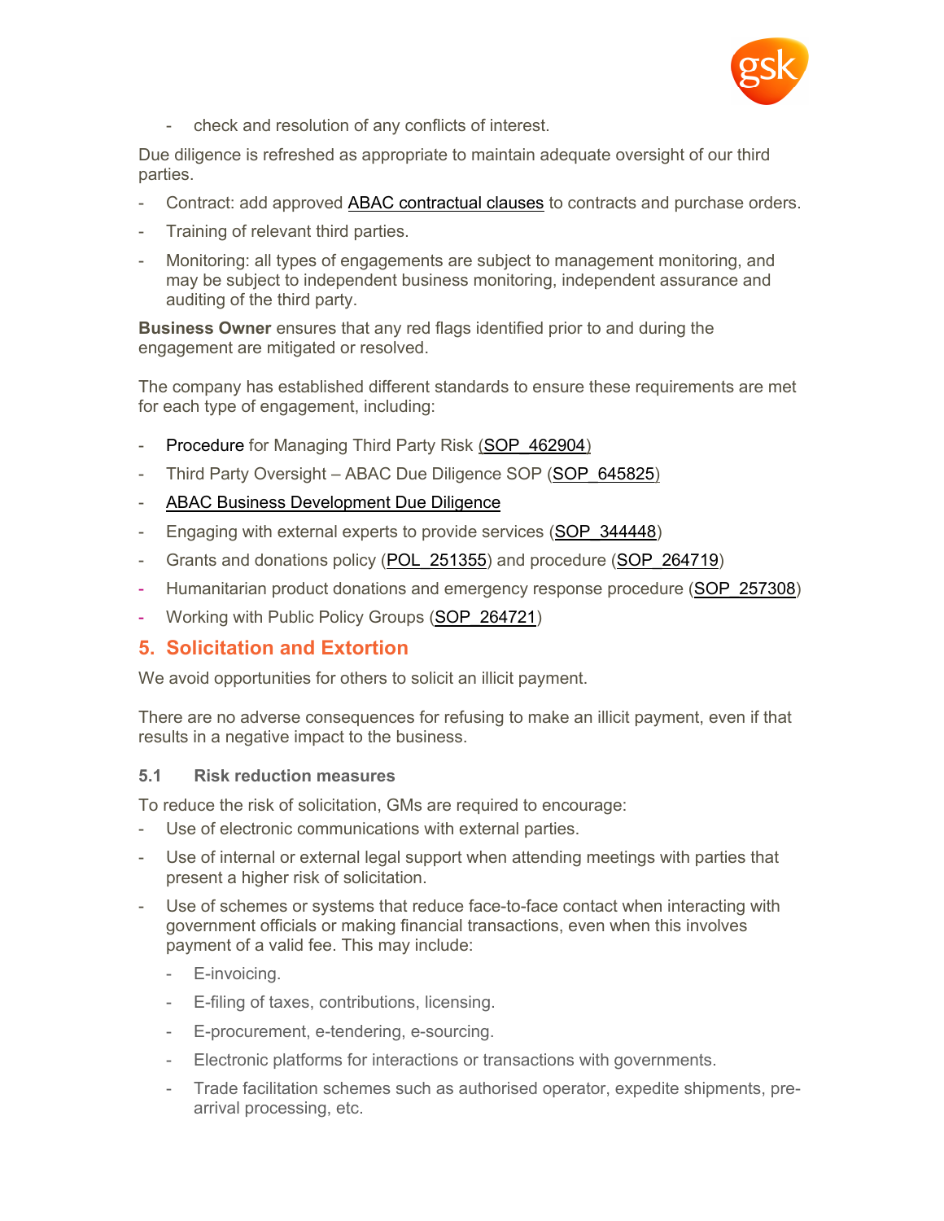- check and resolution of any conflicts of interest.

Due diligence is refreshed as appropriate to maintain adequate oversight of our third parties.

- Contract: add approved ABAC contractual clauses to contracts and purchase orders.
- Training of relevant third parties.
- Monitoring: all types of engagements are subject to management monitoring, and may be subject to independent business monitoring, independent assurance and auditing of the third party.

**Business Owner** ensures that any red flags identified prior to and during the engagement are mitigated or resolved.

The company has established different standards to ensure these requirements are met for each type of engagement, including:

- Procedure for Managing Third Party Risk (SOP_462904)
- Third Party Oversight – ABAC Due Diligence SOP (SOP_645825)
- ABAC Business Development Due Diligence
- Engaging with external experts to provide services (SOP_344448)
- Grants and donations policy (POL_251355) and procedure (SOP_264719)
- Humanitarian product donations and emergency response procedure (SOP_257308)
- Working with Public Policy Groups (SOP_264721)

## 5. Solicitation and Extortion

We avoid opportunities for others to solicit an illicit payment.

There are no adverse consequences for refusing to make an illicit payment, even if that results in a negative impact to the business.

### 5.1 Risk reduction measures

To reduce the risk of solicitation, GMs are required to encourage:

- Use of electronic communications with external parties.
- Use of internal or external legal support when attending meetings with parties that present a higher risk of solicitation.
- Use of schemes or systems that reduce face-to-face contact when interacting with government officials or making financial transactions, even when this involves payment of a valid fee. This may include:
  - E-invoicing.
  - E-filing of taxes, contributions, licensing.
  - E-procurement, e-tendering, e-sourcing.
  - Electronic platforms for interactions or transactions with governments.
  - Trade facilitation schemes such as authorised operator, expedite shipments, pre-arrival processing, etc.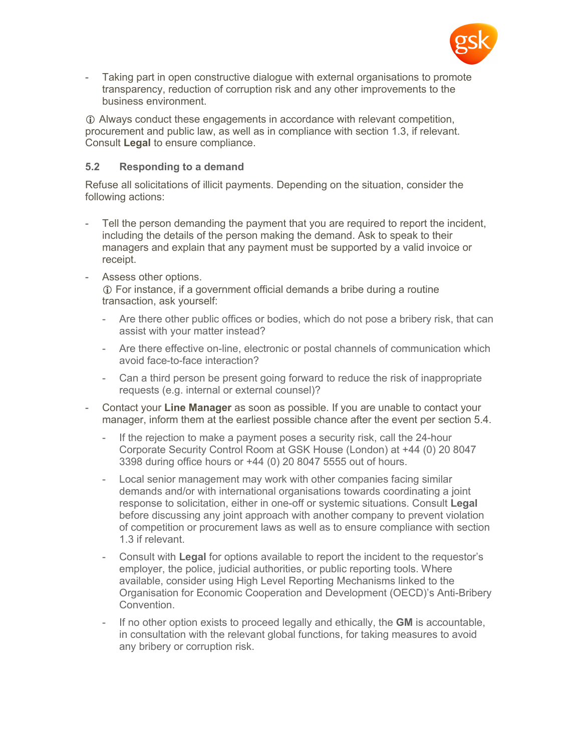- Taking part in open constructive dialogue with external organisations to promote transparency, reduction of corruption risk and any other improvements to the business environment.

ⓘ Always conduct these engagements in accordance with relevant competition, procurement and public law, as well as in compliance with section 1.3, if relevant. Consult **Legal** to ensure compliance.

### 5.2 Responding to a demand

Refuse all solicitations of illicit payments. Depending on the situation, consider the following actions:

- Tell the person demanding the payment that you are required to report the incident, including the details of the person making the demand. Ask to speak to their managers and explain that any payment must be supported by a valid invoice or receipt.
- Assess other options.
  ⓘ For instance, if a government official demands a bribe during a routine transaction, ask yourself:
  - Are there other public offices or bodies, which do not pose a bribery risk, that can assist with your matter instead?
  - Are there effective on-line, electronic or postal channels of communication which avoid face-to-face interaction?
  - Can a third person be present going forward to reduce the risk of inappropriate requests (e.g. internal or external counsel)?
- Contact your **Line Manager** as soon as possible. If you are unable to contact your manager, inform them at the earliest possible chance after the event per section 5.4.
  - If the rejection to make a payment poses a security risk, call the 24-hour Corporate Security Control Room at GSK House (London) at +44 (0) 20 8047 3398 during office hours or +44 (0) 20 8047 5555 out of hours.
  - Local senior management may work with other companies facing similar demands and/or with international organisations towards coordinating a joint response to solicitation, either in one-off or systemic situations. Consult **Legal** before discussing any joint approach with another company to prevent violation of competition or procurement laws as well as to ensure compliance with section 1.3 if relevant.
  - Consult with **Legal** for options available to report the incident to the requestor's employer, the police, judicial authorities, or public reporting tools. Where available, consider using High Level Reporting Mechanisms linked to the Organisation for Economic Cooperation and Development (OECD)'s Anti-Bribery Convention.
  - If no other option exists to proceed legally and ethically, the **GM** is accountable, in consultation with the relevant global functions, for taking measures to avoid any bribery or corruption risk.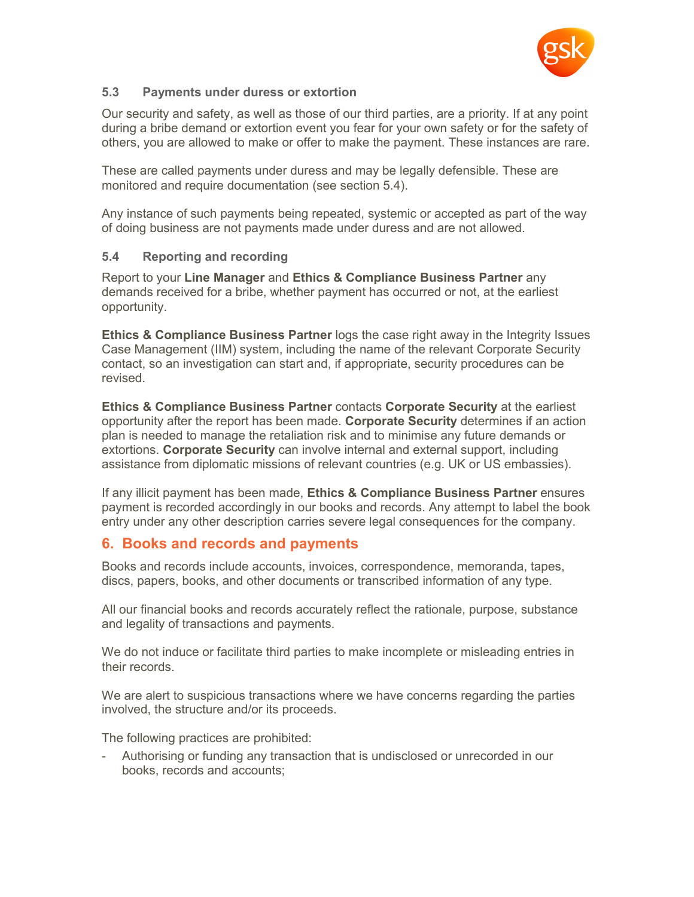### 5.3 Payments under duress or extortion

Our security and safety, as well as those of our third parties, are a priority. If at any point during a bribe demand or extortion event you fear for your own safety or for the safety of others, you are allowed to make or offer to make the payment. These instances are rare.

These are called payments under duress and may be legally defensible. These are monitored and require documentation (see section 5.4).

Any instance of such payments being repeated, systemic or accepted as part of the way of doing business are not payments made under duress and are not allowed.

### 5.4 Reporting and recording

Report to your **Line Manager** and **Ethics & Compliance Business Partner** any demands received for a bribe, whether payment has occurred or not, at the earliest opportunity.

**Ethics & Compliance Business Partner** logs the case right away in the Integrity Issues Case Management (IIM) system, including the name of the relevant Corporate Security contact, so an investigation can start and, if appropriate, security procedures can be revised.

**Ethics & Compliance Business Partner** contacts **Corporate Security** at the earliest opportunity after the report has been made. **Corporate Security** determines if an action plan is needed to manage the retaliation risk and to minimise any future demands or extortions. **Corporate Security** can involve internal and external support, including assistance from diplomatic missions of relevant countries (e.g. UK or US embassies).

If any illicit payment has been made, **Ethics & Compliance Business Partner** ensures payment is recorded accordingly in our books and records. Any attempt to label the book entry under any other description carries severe legal consequences for the company.

## 6. Books and records and payments

Books and records include accounts, invoices, correspondence, memoranda, tapes, discs, papers, books, and other documents or transcribed information of any type.

All our financial books and records accurately reflect the rationale, purpose, substance and legality of transactions and payments.

We do not induce or facilitate third parties to make incomplete or misleading entries in their records.

We are alert to suspicious transactions where we have concerns regarding the parties involved, the structure and/or its proceeds.

The following practices are prohibited:

- Authorising or funding any transaction that is undisclosed or unrecorded in our books, records and accounts;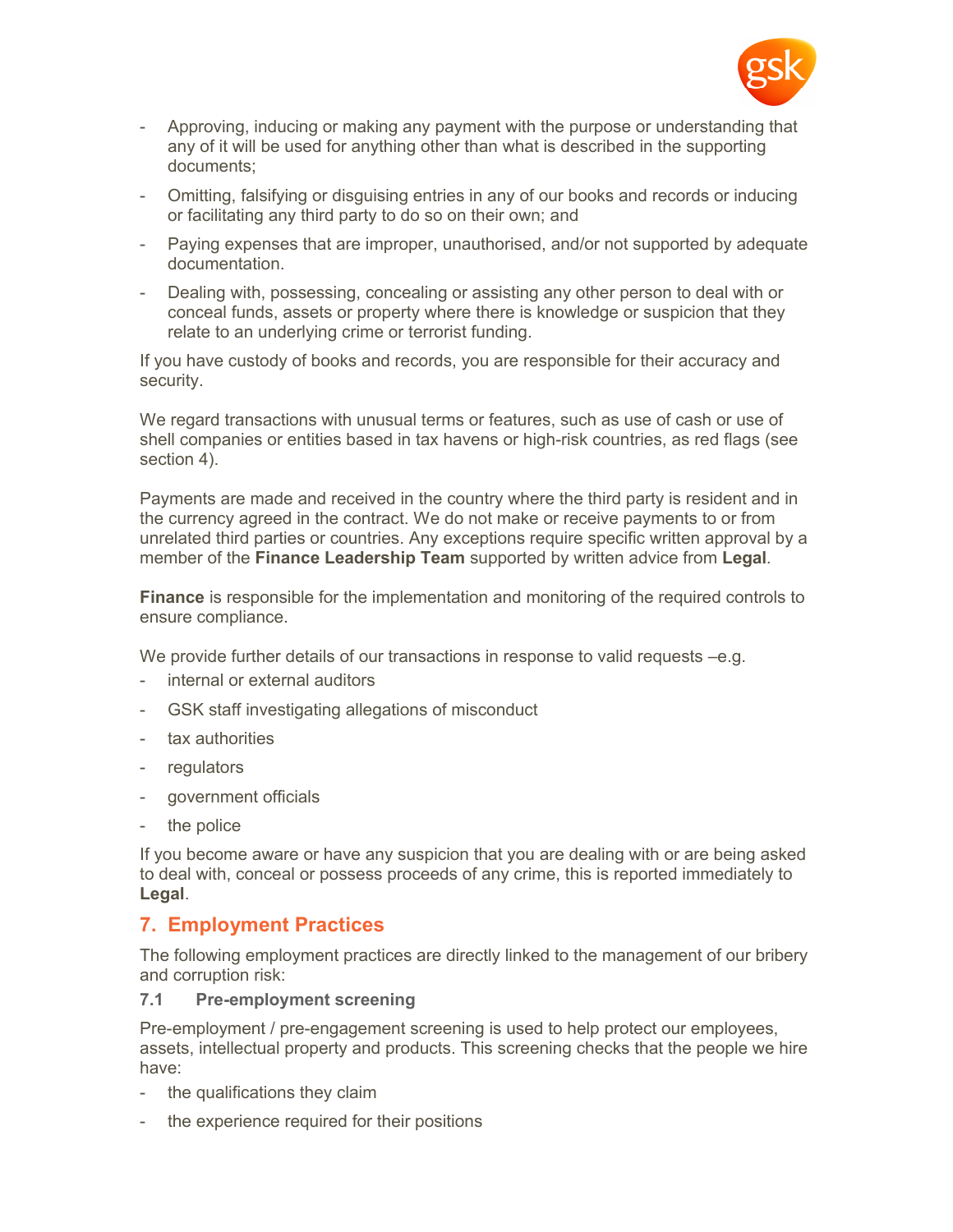- Approving, inducing or making any payment with the purpose or understanding that any of it will be used for anything other than what is described in the supporting documents;
- Omitting, falsifying or disguising entries in any of our books and records or inducing or facilitating any third party to do so on their own; and
- Paying expenses that are improper, unauthorised, and/or not supported by adequate documentation.
- Dealing with, possessing, concealing or assisting any other person to deal with or conceal funds, assets or property where there is knowledge or suspicion that they relate to an underlying crime or terrorist funding.

If you have custody of books and records, you are responsible for their accuracy and security.

We regard transactions with unusual terms or features, such as use of cash or use of shell companies or entities based in tax havens or high-risk countries, as red flags (see section 4).

Payments are made and received in the country where the third party is resident and in the currency agreed in the contract. We do not make or receive payments to or from unrelated third parties or countries. Any exceptions require specific written approval by a member of the **Finance Leadership Team** supported by written advice from **Legal**.

**Finance** is responsible for the implementation and monitoring of the required controls to ensure compliance.

We provide further details of our transactions in response to valid requests –e.g.

- internal or external auditors
- GSK staff investigating allegations of misconduct
- tax authorities
- regulators
- government officials
- the police

If you become aware or have any suspicion that you are dealing with or are being asked to deal with, conceal or possess proceeds of any crime, this is reported immediately to **Legal**.

## 7. Employment Practices

The following employment practices are directly linked to the management of our bribery and corruption risk:

### 7.1 Pre-employment screening

Pre-employment / pre-engagement screening is used to help protect our employees, assets, intellectual property and products. This screening checks that the people we hire have:

- the qualifications they claim
- the experience required for their positions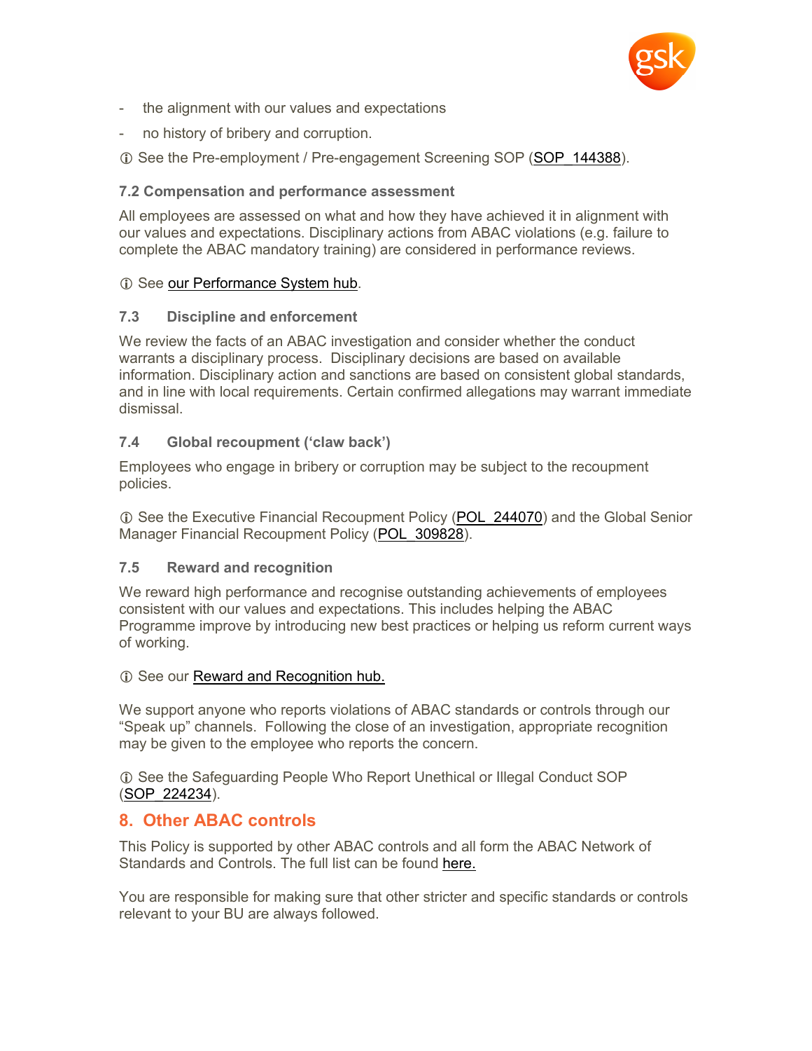- the alignment with our values and expectations
- no history of bribery and corruption.

ⓘ See the Pre-employment / Pre-engagement Screening SOP (SOP_144388).

### 7.2 Compensation and performance assessment

All employees are assessed on what and how they have achieved it in alignment with our values and expectations. Disciplinary actions from ABAC violations (e.g. failure to complete the ABAC mandatory training) are considered in performance reviews.

ⓘ See our Performance System hub.

### 7.3 Discipline and enforcement

We review the facts of an ABAC investigation and consider whether the conduct warrants a disciplinary process. Disciplinary decisions are based on available information. Disciplinary action and sanctions are based on consistent global standards, and in line with local requirements. Certain confirmed allegations may warrant immediate dismissal.

### 7.4 Global recoupment ('claw back')

Employees who engage in bribery or corruption may be subject to the recoupment policies.

ⓘ See the Executive Financial Recoupment Policy (POL_244070) and the Global Senior Manager Financial Recoupment Policy (POL_309828).

### 7.5 Reward and recognition

We reward high performance and recognise outstanding achievements of employees consistent with our values and expectations. This includes helping the ABAC Programme improve by introducing new best practices or helping us reform current ways of working.

ⓘ See our Reward and Recognition hub.

We support anyone who reports violations of ABAC standards or controls through our "Speak up" channels. Following the close of an investigation, appropriate recognition may be given to the employee who reports the concern.

ⓘ See the Safeguarding People Who Report Unethical or Illegal Conduct SOP (SOP_224234).

## 8. Other ABAC controls

This Policy is supported by other ABAC controls and all form the ABAC Network of Standards and Controls. The full list can be found here.

You are responsible for making sure that other stricter and specific standards or controls relevant to your BU are always followed.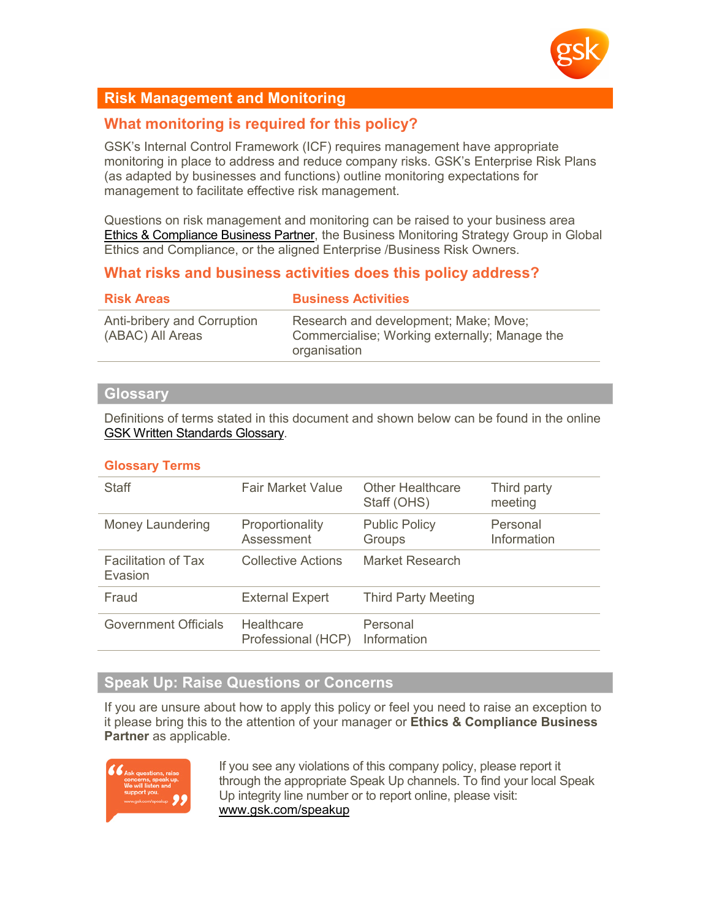## Risk Management and Monitoring

### What monitoring is required for this policy?

GSK's Internal Control Framework (ICF) requires management have appropriate monitoring in place to address and reduce company risks. GSK's Enterprise Risk Plans (as adapted by businesses and functions) outline monitoring expectations for management to facilitate effective risk management.

Questions on risk management and monitoring can be raised to your business area Ethics & Compliance Business Partner, the Business Monitoring Strategy Group in Global Ethics and Compliance, or the aligned Enterprise /Business Risk Owners.

### What risks and business activities does this policy address?

| Risk Areas | Business Activities |
|---|---|
| Anti-bribery and Corruption (ABAC) All Areas | Research and development; Make; Move; Commercialise; Working externally; Manage the organisation |

## Glossary

Definitions of terms stated in this document and shown below can be found in the online GSK Written Standards Glossary.

### Glossary Terms

| | | | |
|---|---|---|---|
| Staff | Fair Market Value | Other Healthcare Staff (OHS) | Third party meeting |
| Money Laundering | Proportionality Assessment | Public Policy Groups | Personal Information |
| Facilitation of Tax Evasion | Collective Actions | Market Research | |
| Fraud | External Expert | Third Party Meeting | |
| Government Officials | Healthcare Professional (HCP) | Personal Information | |

## Speak Up: Raise Questions or Concerns

If you are unsure about how to apply this policy or feel you need to raise an exception to it please bring this to the attention of your manager or **Ethics & Compliance Business Partner** as applicable.

"Ask questions, raise concerns, speak up. We will listen and support you." www.gsk.com/speakup

If you see any violations of this company policy, please report it through the appropriate Speak Up channels. To find your local Speak Up integrity line number or to report online, please visit: www.gsk.com/speakup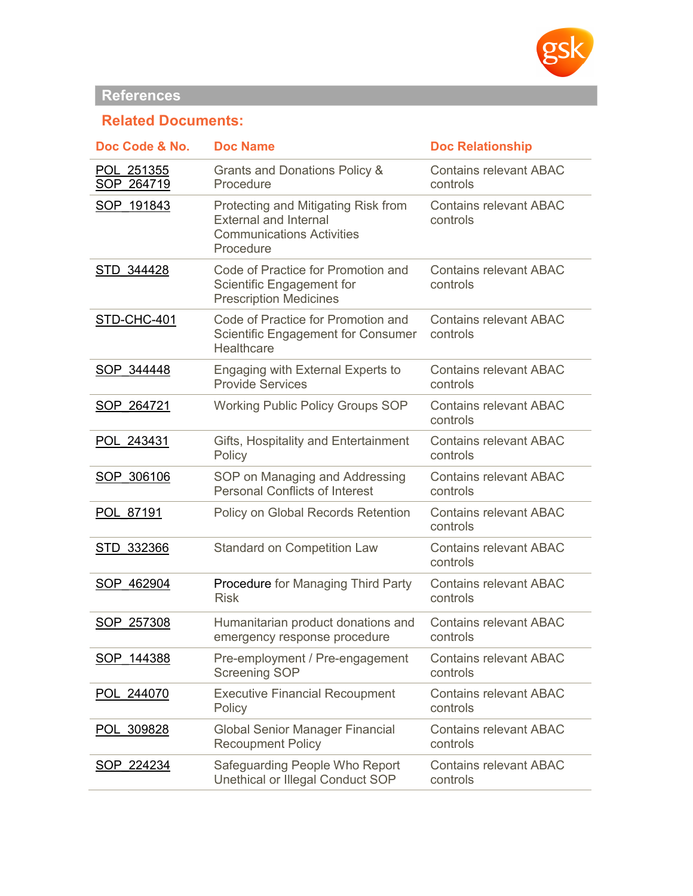## References

### Related Documents:

| Doc Code & No. | Doc Name | Doc Relationship |
|---|---|---|
| POL_251355<br>SOP_264719 | Grants and Donations Policy & Procedure | Contains relevant ABAC controls |
| SOP_191843 | Protecting and Mitigating Risk from External and Internal Communications Activities Procedure | Contains relevant ABAC controls |
| STD_344428 | Code of Practice for Promotion and Scientific Engagement for Prescription Medicines | Contains relevant ABAC controls |
| STD-CHC-401 | Code of Practice for Promotion and Scientific Engagement for Consumer Healthcare | Contains relevant ABAC controls |
| SOP_344448 | Engaging with External Experts to Provide Services | Contains relevant ABAC controls |
| SOP_264721 | Working Public Policy Groups SOP | Contains relevant ABAC controls |
| POL_243431 | Gifts, Hospitality and Entertainment Policy | Contains relevant ABAC controls |
| SOP_306106 | SOP on Managing and Addressing Personal Conflicts of Interest | Contains relevant ABAC controls |
| POL_87191 | Policy on Global Records Retention | Contains relevant ABAC controls |
| STD_332366 | Standard on Competition Law | Contains relevant ABAC controls |
| SOP_462904 | Procedure for Managing Third Party Risk | Contains relevant ABAC controls |
| SOP_257308 | Humanitarian product donations and emergency response procedure | Contains relevant ABAC controls |
| SOP_144388 | Pre-employment / Pre-engagement Screening SOP | Contains relevant ABAC controls |
| POL_244070 | Executive Financial Recoupment Policy | Contains relevant ABAC controls |
| POL_309828 | Global Senior Manager Financial Recoupment Policy | Contains relevant ABAC controls |
| SOP_224234 | Safeguarding People Who Report Unethical or Illegal Conduct SOP | Contains relevant ABAC controls |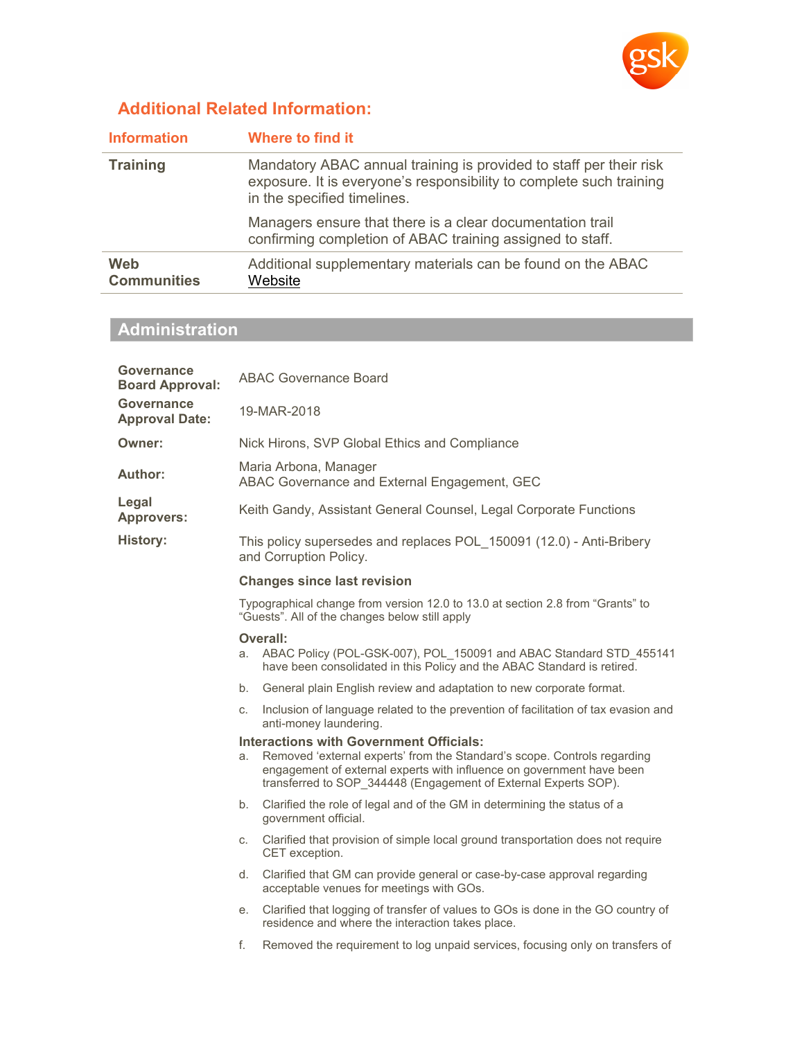## Additional Related Information:

| Information | Where to find it |
|---|---|
| **Training** | Mandatory ABAC annual training is provided to staff per their risk exposure. It is everyone's responsibility to complete such training in the specified timelines.<br><br>Managers ensure that there is a clear documentation trail confirming completion of ABAC training assigned to staff. |
| **Web Communities** | Additional supplementary materials can be found on the ABAC Website |

## Administration

| | |
|---|---|
| **Governance Board Approval:** | ABAC Governance Board |
| **Governance Approval Date:** | 19-MAR-2018 |
| **Owner:** | Nick Hirons, SVP Global Ethics and Compliance |
| **Author:** | Maria Arbona, Manager<br>ABAC Governance and External Engagement, GEC |
| **Legal Approvers:** | Keith Gandy, Assistant General Counsel, Legal Corporate Functions |
| **History:** | This policy supersedes and replaces POL_150091 (12.0) - Anti-Bribery and Corruption Policy. |

**Changes since last revision**

Typographical change from version 12.0 to 13.0 at section 2.8 from "Grants" to "Guests". All of the changes below still apply

**Overall:**

a. ABAC Policy (POL-GSK-007), POL_150091 and ABAC Standard STD_455141 have been consolidated in this Policy and the ABAC Standard is retired.

b. General plain English review and adaptation to new corporate format.

c. Inclusion of language related to the prevention of facilitation of tax evasion and anti-money laundering.

**Interactions with Government Officials:**

a. Removed 'external experts' from the Standard's scope. Controls regarding engagement of external experts with influence on government have been transferred to SOP_344448 (Engagement of External Experts SOP).

b. Clarified the role of legal and of the GM in determining the status of a government official.

c. Clarified that provision of simple local ground transportation does not require CET exception.

d. Clarified that GM can provide general or case-by-case approval regarding acceptable venues for meetings with GOs.

e. Clarified that logging of transfer of values to GOs is done in the GO country of residence and where the interaction takes place.

f. Removed the requirement to log unpaid services, focusing only on transfers of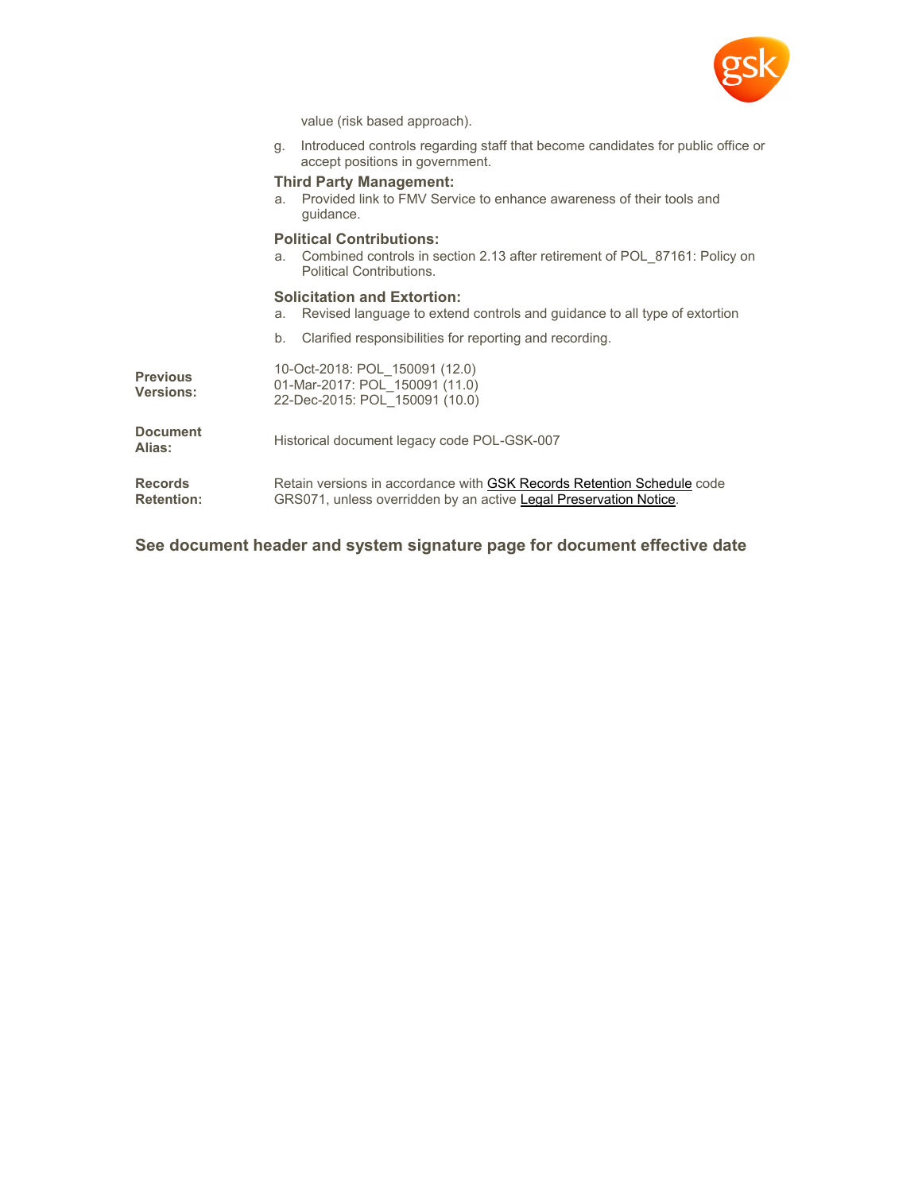value (risk based approach).

g. Introduced controls regarding staff that become candidates for public office or accept positions in government.

**Third Party Management:**

a. Provided link to FMV Service to enhance awareness of their tools and guidance.

**Political Contributions:**

a. Combined controls in section 2.13 after retirement of POL_87161: Policy on Political Contributions.

**Solicitation and Extortion:**

a. Revised language to extend controls and guidance to all type of extortion

b. Clarified responsibilities for reporting and recording.

| | |
|---|---|
| **Previous Versions:** | 10-Oct-2018: POL_150091 (12.0)<br>01-Mar-2017: POL_150091 (11.0)<br>22-Dec-2015: POL_150091 (10.0) |
| **Document Alias:** | Historical document legacy code POL-GSK-007 |
| **Records Retention:** | Retain versions in accordance with GSK Records Retention Schedule code GRS071, unless overridden by an active Legal Preservation Notice. |

**See document header and system signature page for document effective date**